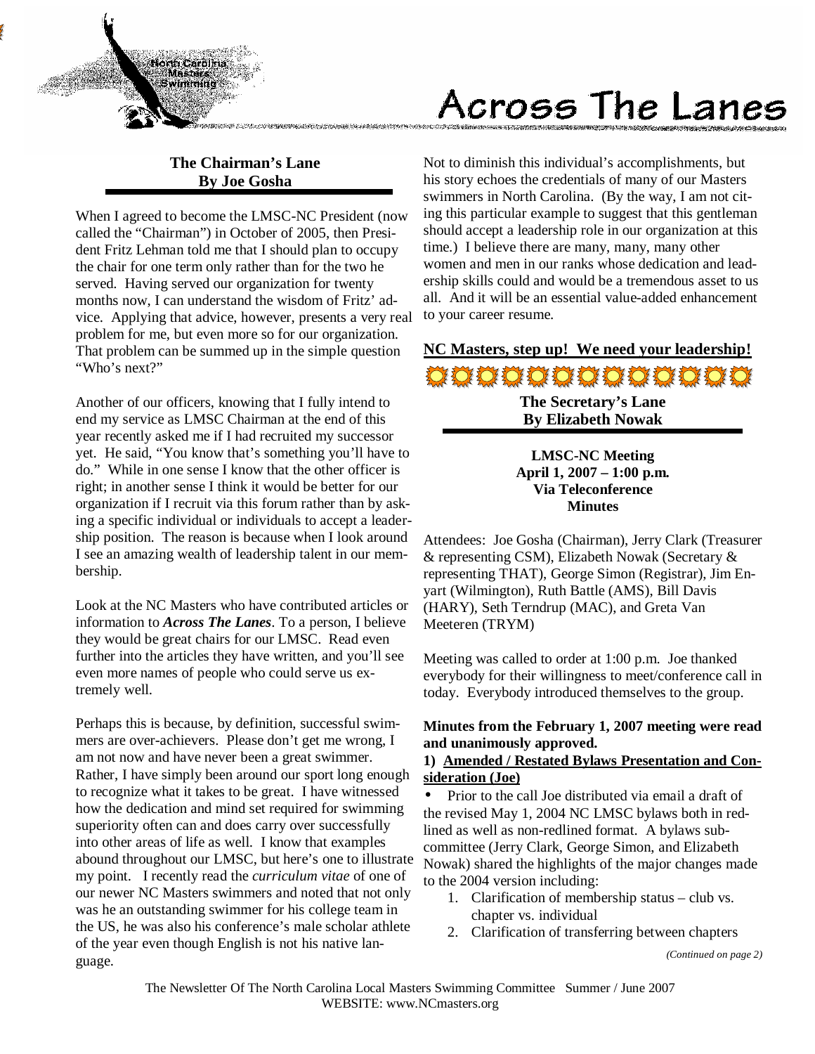# Across The Lanes

## The Chairman's Lane
**By Joe Gosha**

When I agreed to become the LMSC-NC President (now called the "Chairman") in October of 2005, then President Fritz Lehman told me that I should plan to occupy the chair for one term only rather than for the two he served. Having served our organization for twenty months now, I can understand the wisdom of Fritz' advice. Applying that advice, however, presents a very real problem for me, but even more so for our organization. That problem can be summed up in the simple question "Who's next?"

Another of our officers, knowing that I fully intend to end my service as LMSC Chairman at the end of this year recently asked me if I had recruited my successor yet. He said, "You know that's something you'll have to do." While in one sense I know that the other officer is right; in another sense I think it would be better for our organization if I recruit via this forum rather than by asking a specific individual or individuals to accept a leadership position. The reason is because when I look around I see an amazing wealth of leadership talent in our membership.

Look at the NC Masters who have contributed articles or information to ***Across The Lanes***. To a person, I believe they would be great chairs for our LMSC. Read even further into the articles they have written, and you'll see even more names of people who could serve us extremely well.

Perhaps this is because, by definition, successful swimmers are over-achievers. Please don't get me wrong, I am not now and have never been a great swimmer. Rather, I have simply been around our sport long enough to recognize what it takes to be great. I have witnessed how the dedication and mind set required for swimming superiority often can and does carry over successfully into other areas of life as well. I know that examples abound throughout our LMSC, but here's one to illustrate my point. I recently read the *curriculum vitae* of one of our newer NC Masters swimmers and noted that not only was he an outstanding swimmer for his college team in the US, he was also his conference's male scholar athlete of the year even though English is not his native language.

Not to diminish this individual's accomplishments, but his story echoes the credentials of many of our Masters swimmers in North Carolina. (By the way, I am not citing this particular example to suggest that this gentleman should accept a leadership role in our organization at this time.) I believe there are many, many, many other women and men in our ranks whose dedication and leadership skills could and would be a tremendous asset to us all. And it will be an essential value-added enhancement to your career resume.

**NC Masters, step up! We need your leadership!**

## The Secretary's Lane
**By Elizabeth Nowak**

**LMSC-NC Meeting**
**April 1, 2007 – 1:00 p.m.**
**Via Teleconference**
**Minutes**

Attendees: Joe Gosha (Chairman), Jerry Clark (Treasurer & representing CSM), Elizabeth Nowak (Secretary & representing THAT), George Simon (Registrar), Jim Enyart (Wilmington), Ruth Battle (AMS), Bill Davis (HARY), Seth Terndrup (MAC), and Greta Van Meeteren (TRYM)

Meeting was called to order at 1:00 p.m. Joe thanked everybody for their willingness to meet/conference call in today. Everybody introduced themselves to the group.

**Minutes from the February 1, 2007 meeting were read and unanimously approved.**

**1) Amended / Restated Bylaws Presentation and Consideration (Joe)**

- Prior to the call Joe distributed via email a draft of the revised May 1, 2004 NC LMSC bylaws both in redlined as well as non-redlined format. A bylaws subcommittee (Jerry Clark, George Simon, and Elizabeth Nowak) shared the highlights of the major changes made to the 2004 version including:
  1. Clarification of membership status – club vs. chapter vs. individual
  2. Clarification of transferring between chapters

*(Continued on page 2)*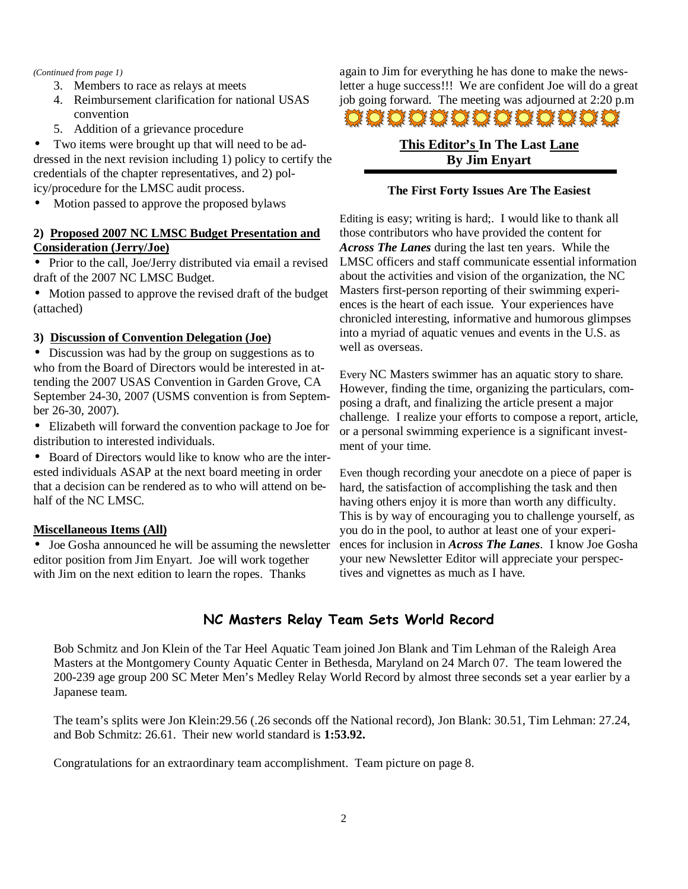*(Continued from page 1)*

3. Members to race as relays at meets
4. Reimbursement clarification for national USAS convention
5. Addition of a grievance procedure

- Two items were brought up that will need to be addressed in the next revision including 1) policy to certify the credentials of the chapter representatives, and 2) policy/procedure for the LMSC audit process.
- Motion passed to approve the proposed bylaws

**2) Proposed 2007 NC LMSC Budget Presentation and Consideration (Jerry/Joe)**

- Prior to the call, Joe/Jerry distributed via email a revised draft of the 2007 NC LMSC Budget.
- Motion passed to approve the revised draft of the budget (attached)

**3) Discussion of Convention Delegation (Joe)**

- Discussion was had by the group on suggestions as to who from the Board of Directors would be interested in attending the 2007 USAS Convention in Garden Grove, CA September 24-30, 2007 (USMS convention is from September 26-30, 2007).
- Elizabeth will forward the convention package to Joe for distribution to interested individuals.
- Board of Directors would like to know who are the interested individuals ASAP at the next board meeting in order that a decision can be rendered as to who will attend on behalf of the NC LMSC.

**Miscellaneous Items (All)**

- Joe Gosha announced he will be assuming the newsletter editor position from Jim Enyart. Joe will work together with Jim on the next edition to learn the ropes. Thanks again to Jim for everything he has done to make the newsletter a huge success!!! We are confident Joe will do a great job going forward. The meeting was adjourned at 2:20 p.m

## This Editor's In The Last Lane
## By Jim Enyart

### The First Forty Issues Are The Easiest

Editing is easy; writing is hard;. I would like to thank all those contributors who have provided the content for ***Across The Lanes*** during the last ten years. While the LMSC officers and staff communicate essential information about the activities and vision of the organization, the NC Masters first-person reporting of their swimming experiences is the heart of each issue. Your experiences have chronicled interesting, informative and humorous glimpses into a myriad of aquatic venues and events in the U.S. as well as overseas.

Every NC Masters swimmer has an aquatic story to share. However, finding the time, organizing the particulars, composing a draft, and finalizing the article present a major challenge. I realize your efforts to compose a report, article, or a personal swimming experience is a significant investment of your time.

Even though recording your anecdote on a piece of paper is hard, the satisfaction of accomplishing the task and then having others enjoy it is more than worth any difficulty. This is by way of encouraging you to challenge yourself, as you do in the pool, to author at least one of your experiences for inclusion in ***Across The Lanes***. I know Joe Gosha your new Newsletter Editor will appreciate your perspectives and vignettes as much as I have.

## NC Masters Relay Team Sets World Record

Bob Schmitz and Jon Klein of the Tar Heel Aquatic Team joined Jon Blank and Tim Lehman of the Raleigh Area Masters at the Montgomery County Aquatic Center in Bethesda, Maryland on 24 March 07. The team lowered the 200-239 age group 200 SC Meter Men's Medley Relay World Record by almost three seconds set a year earlier by a Japanese team.

The team's splits were Jon Klein:29.56 (.26 seconds off the National record), Jon Blank: 30.51, Tim Lehman: 27.24, and Bob Schmitz: 26.61. Their new world standard is **1:53.92.**

Congratulations for an extraordinary team accomplishment. Team picture on page 8.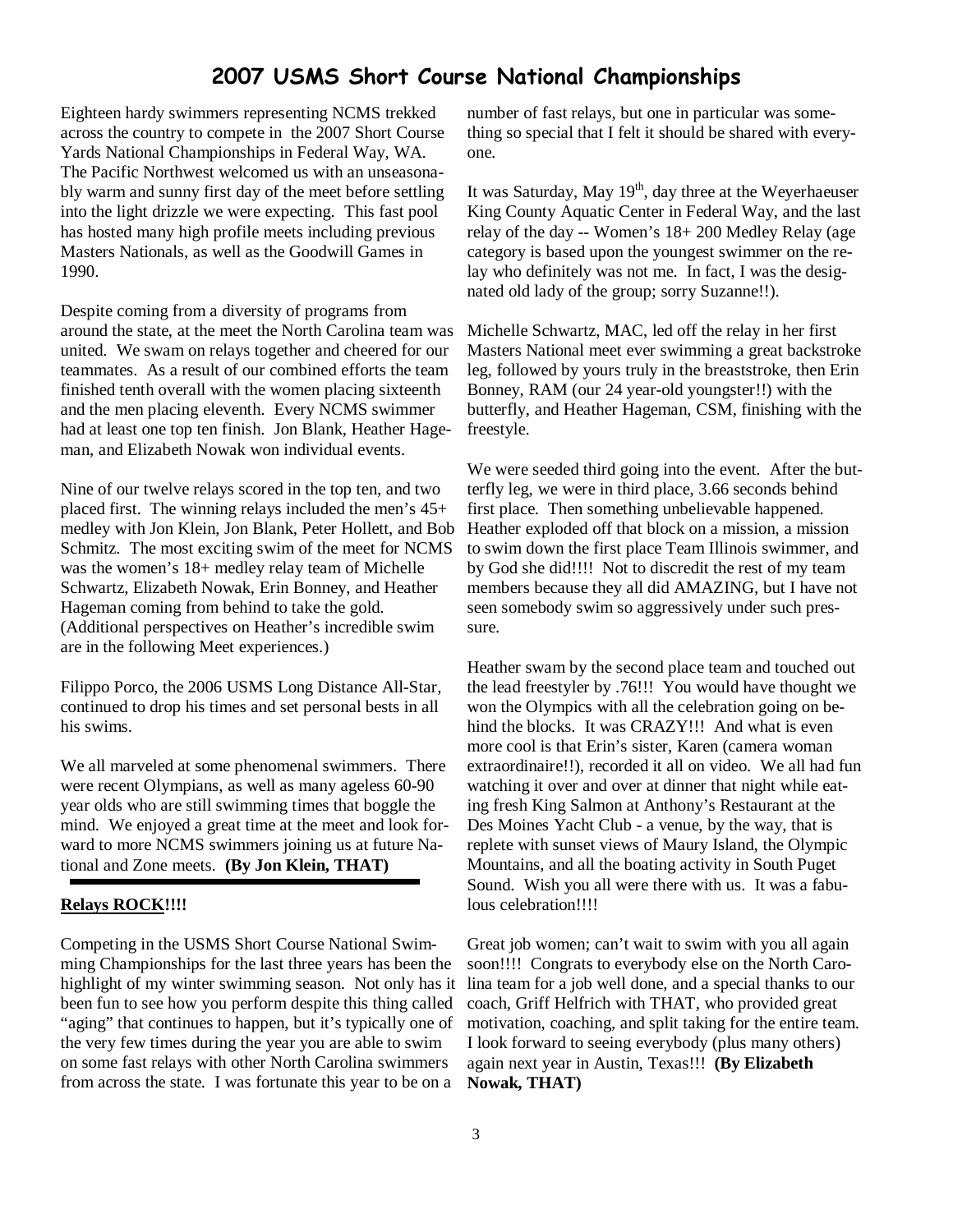# 2007 USMS Short Course National Championships

Eighteen hardy swimmers representing NCMS trekked across the country to compete in the 2007 Short Course Yards National Championships in Federal Way, WA. The Pacific Northwest welcomed us with an unseasonably warm and sunny first day of the meet before settling into the light drizzle we were expecting. This fast pool has hosted many high profile meets including previous Masters Nationals, as well as the Goodwill Games in 1990.

Despite coming from a diversity of programs from around the state, at the meet the North Carolina team was united. We swam on relays together and cheered for our teammates. As a result of our combined efforts the team finished tenth overall with the women placing sixteenth and the men placing eleventh. Every NCMS swimmer had at least one top ten finish. Jon Blank, Heather Hageman, and Elizabeth Nowak won individual events.

Nine of our twelve relays scored in the top ten, and two placed first. The winning relays included the men's 45+ medley with Jon Klein, Jon Blank, Peter Hollett, and Bob Schmitz. The most exciting swim of the meet for NCMS was the women's 18+ medley relay team of Michelle Schwartz, Elizabeth Nowak, Erin Bonney, and Heather Hageman coming from behind to take the gold. (Additional perspectives on Heather's incredible swim are in the following Meet experiences.)

Filippo Porco, the 2006 USMS Long Distance All-Star, continued to drop his times and set personal bests in all his swims.

We all marveled at some phenomenal swimmers. There were recent Olympians, as well as many ageless 60-90 year olds who are still swimming times that boggle the mind. We enjoyed a great time at the meet and look forward to more NCMS swimmers joining us at future National and Zone meets. **(By Jon Klein, THAT)**

---

**Relays ROCK!!!!**

Competing in the USMS Short Course National Swimming Championships for the last three years has been the highlight of my winter swimming season. Not only has it been fun to see how you perform despite this thing called "aging" that continues to happen, but it's typically one of the very few times during the year you are able to swim on some fast relays with other North Carolina swimmers from across the state. I was fortunate this year to be on a number of fast relays, but one in particular was something so special that I felt it should be shared with everyone.

It was Saturday, May 19th, day three at the Weyerhaeuser King County Aquatic Center in Federal Way, and the last relay of the day -- Women's 18+ 200 Medley Relay (age category is based upon the youngest swimmer on the relay who definitely was not me. In fact, I was the designated old lady of the group; sorry Suzanne!!).

Michelle Schwartz, MAC, led off the relay in her first Masters National meet ever swimming a great backstroke leg, followed by yours truly in the breaststroke, then Erin Bonney, RAM (our 24 year-old youngster!!) with the butterfly, and Heather Hageman, CSM, finishing with the freestyle.

We were seeded third going into the event. After the butterfly leg, we were in third place, 3.66 seconds behind first place. Then something unbelievable happened. Heather exploded off that block on a mission, a mission to swim down the first place Team Illinois swimmer, and by God she did!!!! Not to discredit the rest of my team members because they all did AMAZING, but I have not seen somebody swim so aggressively under such pressure.

Heather swam by the second place team and touched out the lead freestyler by .76!!! You would have thought we won the Olympics with all the celebration going on behind the blocks. It was CRAZY!!! And what is even more cool is that Erin's sister, Karen (camera woman extraordinaire!!), recorded it all on video. We all had fun watching it over and over at dinner that night while eating fresh King Salmon at Anthony's Restaurant at the Des Moines Yacht Club - a venue, by the way, that is replete with sunset views of Maury Island, the Olympic Mountains, and all the boating activity in South Puget Sound. Wish you all were there with us. It was a fabulous celebration!!!!

Great job women; can't wait to swim with you all again soon!!!! Congrats to everybody else on the North Carolina team for a job well done, and a special thanks to our coach, Griff Helfrich with THAT, who provided great motivation, coaching, and split taking for the entire team. I look forward to seeing everybody (plus many others) again next year in Austin, Texas!!! **(By Elizabeth Nowak, THAT)**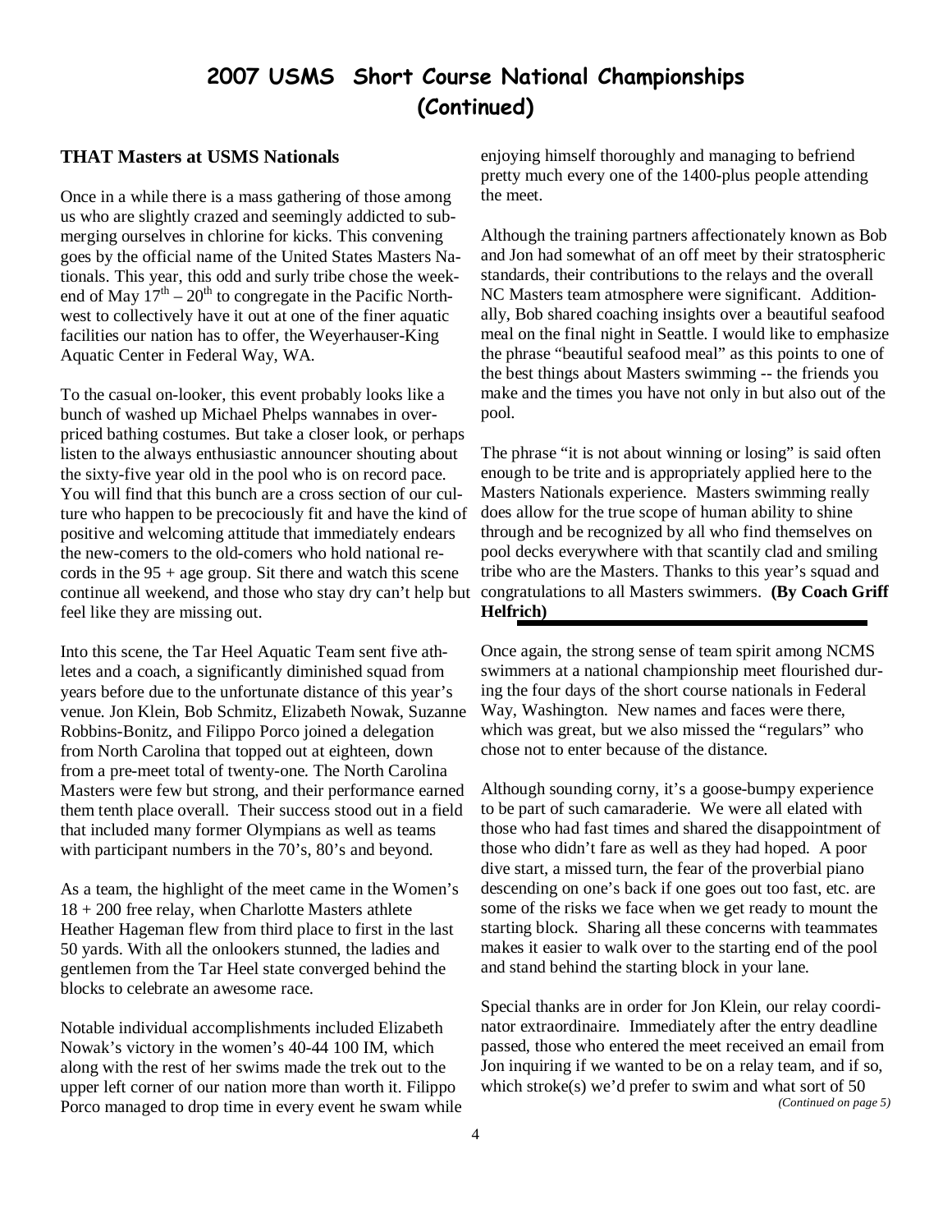# 2007 USMS Short Course National Championships (Continued)

### THAT Masters at USMS Nationals

Once in a while there is a mass gathering of those among us who are slightly crazed and seemingly addicted to submerging ourselves in chlorine for kicks. This convening goes by the official name of the United States Masters Nationals. This year, this odd and surly tribe chose the weekend of May 17th – 20th to congregate in the Pacific Northwest to collectively have it out at one of the finer aquatic facilities our nation has to offer, the Weyerhauser-King Aquatic Center in Federal Way, WA.

To the casual on-looker, this event probably looks like a bunch of washed up Michael Phelps wannabes in overpriced bathing costumes. But take a closer look, or perhaps listen to the always enthusiastic announcer shouting about the sixty-five year old in the pool who is on record pace. You will find that this bunch are a cross section of our culture who happen to be precociously fit and have the kind of positive and welcoming attitude that immediately endears the new-comers to the old-comers who hold national records in the 95 + age group. Sit there and watch this scene continue all weekend, and those who stay dry can't help but feel like they are missing out.

Into this scene, the Tar Heel Aquatic Team sent five athletes and a coach, a significantly diminished squad from years before due to the unfortunate distance of this year's venue. Jon Klein, Bob Schmitz, Elizabeth Nowak, Suzanne Robbins-Bonitz, and Filippo Porco joined a delegation from North Carolina that topped out at eighteen, down from a pre-meet total of twenty-one. The North Carolina Masters were few but strong, and their performance earned them tenth place overall. Their success stood out in a field that included many former Olympians as well as teams with participant numbers in the 70's, 80's and beyond.

As a team, the highlight of the meet came in the Women's 18 + 200 free relay, when Charlotte Masters athlete Heather Hageman flew from third place to first in the last 50 yards. With all the onlookers stunned, the ladies and gentlemen from the Tar Heel state converged behind the blocks to celebrate an awesome race.

Notable individual accomplishments included Elizabeth Nowak's victory in the women's 40-44 100 IM, which along with the rest of her swims made the trek out to the upper left corner of our nation more than worth it. Filippo Porco managed to drop time in every event he swam while enjoying himself thoroughly and managing to befriend pretty much every one of the 1400-plus people attending the meet.

Although the training partners affectionately known as Bob and Jon had somewhat of an off meet by their stratospheric standards, their contributions to the relays and the overall NC Masters team atmosphere were significant. Additionally, Bob shared coaching insights over a beautiful seafood meal on the final night in Seattle. I would like to emphasize the phrase "beautiful seafood meal" as this points to one of the best things about Masters swimming -- the friends you make and the times you have not only in but also out of the pool.

The phrase "it is not about winning or losing" is said often enough to be trite and is appropriately applied here to the Masters Nationals experience. Masters swimming really does allow for the true scope of human ability to shine through and be recognized by all who find themselves on pool decks everywhere with that scantily clad and smiling tribe who are the Masters. Thanks to this year's squad and congratulations to all Masters swimmers. **(By Coach Griff Helfrich)**

---

Once again, the strong sense of team spirit among NCMS swimmers at a national championship meet flourished during the four days of the short course nationals in Federal Way, Washington. New names and faces were there, which was great, but we also missed the "regulars" who chose not to enter because of the distance.

Although sounding corny, it's a goose-bumpy experience to be part of such camaraderie. We were all elated with those who had fast times and shared the disappointment of those who didn't fare as well as they had hoped. A poor dive start, a missed turn, the fear of the proverbial piano descending on one's back if one goes out too fast, etc. are some of the risks we face when we get ready to mount the starting block. Sharing all these concerns with teammates makes it easier to walk over to the starting end of the pool and stand behind the starting block in your lane.

Special thanks are in order for Jon Klein, our relay coordinator extraordinaire. Immediately after the entry deadline passed, those who entered the meet received an email from Jon inquiring if we wanted to be on a relay team, and if so, which stroke(s) we'd prefer to swim and what sort of 50

*(Continued on page 5)*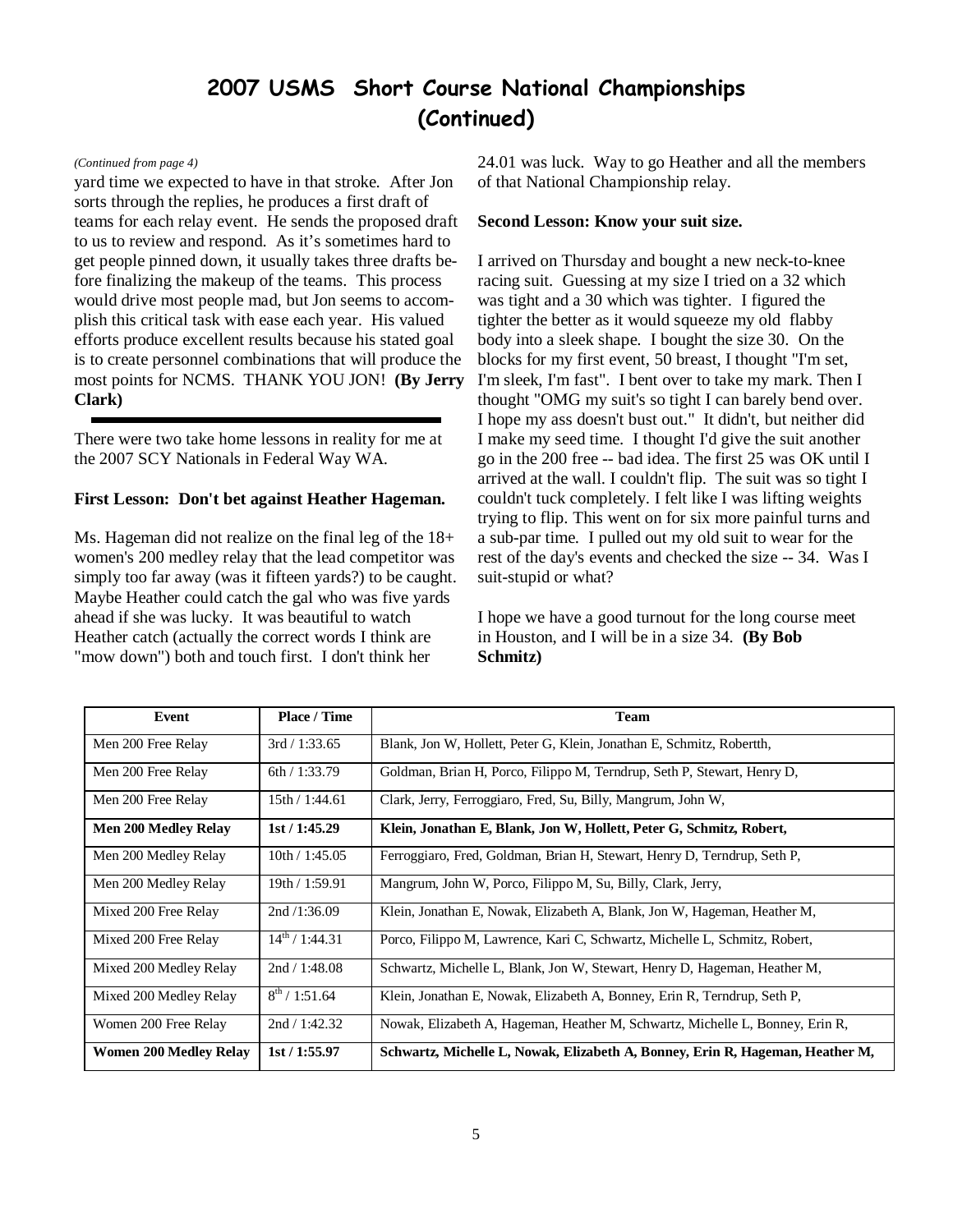# 2007 USMS Short Course National Championships (Continued)

*(Continued from page 4)*

yard time we expected to have in that stroke. After Jon sorts through the replies, he produces a first draft of teams for each relay event. He sends the proposed draft to us to review and respond. As it's sometimes hard to get people pinned down, it usually takes three drafts before finalizing the makeup of the teams. This process would drive most people mad, but Jon seems to accomplish this critical task with ease each year. His valued efforts produce excellent results because his stated goal is to create personnel combinations that will produce the most points for NCMS. THANK YOU JON! **(By Jerry Clark)**

---

There were two take home lessons in reality for me at the 2007 SCY Nationals in Federal Way WA.

**First Lesson: Don't bet against Heather Hageman.**

Ms. Hageman did not realize on the final leg of the 18+ women's 200 medley relay that the lead competitor was simply too far away (was it fifteen yards?) to be caught. Maybe Heather could catch the gal who was five yards ahead if she was lucky. It was beautiful to watch Heather catch (actually the correct words I think are "mow down") both and touch first. I don't think her 24.01 was luck. Way to go Heather and all the members of that National Championship relay.

**Second Lesson: Know your suit size.**

I arrived on Thursday and bought a new neck-to-knee racing suit. Guessing at my size I tried on a 32 which was tight and a 30 which was tighter. I figured the tighter the better as it would squeeze my old flabby body into a sleek shape. I bought the size 30. On the blocks for my first event, 50 breast, I thought "I'm set, I'm sleek, I'm fast". I bent over to take my mark. Then I thought "OMG my suit's so tight I can barely bend over. I hope my ass doesn't bust out." It didn't, but neither did I make my seed time. I thought I'd give the suit another go in the 200 free -- bad idea. The first 25 was OK until I arrived at the wall. I couldn't flip. The suit was so tight I couldn't tuck completely. I felt like I was lifting weights trying to flip. This went on for six more painful turns and a sub-par time. I pulled out my old suit to wear for the rest of the day's events and checked the size -- 34. Was I suit-stupid or what?

I hope we have a good turnout for the long course meet in Houston, and I will be in a size 34. **(By Bob Schmitz)**

| Event | Place / Time | Team |
|---|---|---|
| Men 200 Free Relay | 3rd / 1:33.65 | Blank, Jon W, Hollett, Peter G, Klein, Jonathan E, Schmitz, Robertth, |
| Men 200 Free Relay | 6th / 1:33.79 | Goldman, Brian H, Porco, Filippo M, Terndrup, Seth P, Stewart, Henry D, |
| Men 200 Free Relay | 15th / 1:44.61 | Clark, Jerry, Ferroggiaro, Fred, Su, Billy, Mangrum, John W, |
| **Men 200 Medley Relay** | **1st / 1:45.29** | **Klein, Jonathan E, Blank, Jon W, Hollett, Peter G, Schmitz, Robert,** |
| Men 200 Medley Relay | 10th / 1:45.05 | Ferroggiaro, Fred, Goldman, Brian H, Stewart, Henry D, Terndrup, Seth P, |
| Men 200 Medley Relay | 19th / 1:59.91 | Mangrum, John W, Porco, Filippo M, Su, Billy, Clark, Jerry, |
| Mixed 200 Free Relay | 2nd /1:36.09 | Klein, Jonathan E, Nowak, Elizabeth A, Blank, Jon W, Hageman, Heather M, |
| Mixed 200 Free Relay | 14th / 1:44.31 | Porco, Filippo M, Lawrence, Kari C, Schwartz, Michelle L, Schmitz, Robert, |
| Mixed 200 Medley Relay | 2nd / 1:48.08 | Schwartz, Michelle L, Blank, Jon W, Stewart, Henry D, Hageman, Heather M, |
| Mixed 200 Medley Relay | 8th / 1:51.64 | Klein, Jonathan E, Nowak, Elizabeth A, Bonney, Erin R, Terndrup, Seth P, |
| Women 200 Free Relay | 2nd / 1:42.32 | Nowak, Elizabeth A, Hageman, Heather M, Schwartz, Michelle L, Bonney, Erin R, |
| **Women 200 Medley Relay** | **1st / 1:55.97** | **Schwartz, Michelle L, Nowak, Elizabeth A, Bonney, Erin R, Hageman, Heather M,** |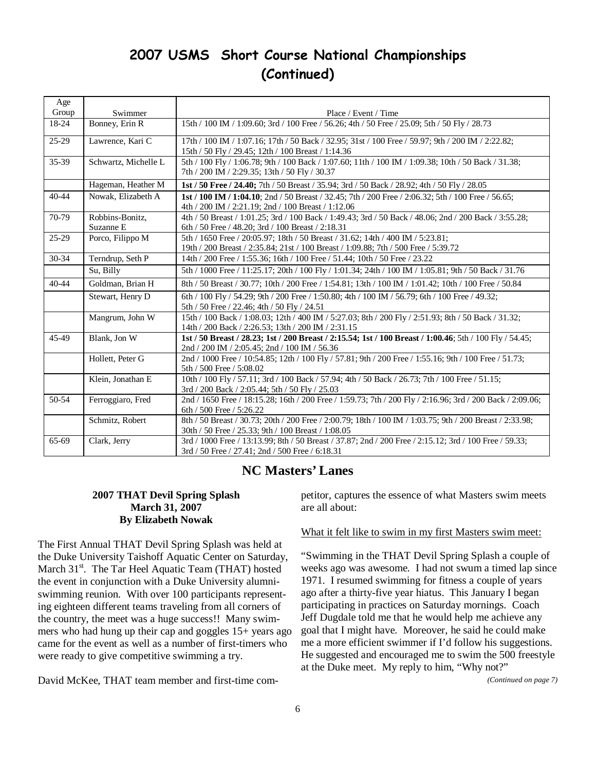# 2007 USMS Short Course National Championships (Continued)

| Age Group | Swimmer | Place / Event / Time |
|---|---|---|
| 18-24 | Bonney, Erin R | 15th / 100 IM / 1:09.60; 3rd / 100 Free / 56.26; 4th / 50 Free / 25.09; 5th / 50 Fly / 28.73 |
| 25-29 | Lawrence, Kari C | 17th / 100 IM / 1:07.16; 17th / 50 Back / 32.95; 31st / 100 Free / 59.97; 9th / 200 IM / 2:22.82; 15th / 50 Fly / 29.45; 12th / 100 Breast / 1:14.36 |
| 35-39 | Schwartz, Michelle L | 5th / 100 Fly / 1:06.78; 9th / 100 Back / 1:07.60; 11th / 100 IM / 1:09.38; 10th / 50 Back / 31.38; 7th / 200 IM / 2:29.35; 13th / 50 Fly / 30.37 |
| | Hageman, Heather M | **1st / 50 Free / 24.40;** 7th / 50 Breast / 35.94; 3rd / 50 Back / 28.92; 4th / 50 Fly / 28.05 |
| 40-44 | Nowak, Elizabeth A | **1st / 100 IM / 1:04.10**; 2nd / 50 Breast / 32.45; 7th / 200 Free / 2:06.32; 5th / 100 Free / 56.65; 4th / 200 IM / 2:21.19; 2nd / 100 Breast / 1:12.06 |
| 70-79 | Robbins-Bonitz, Suzanne E | 4th / 50 Breast / 1:01.25; 3rd / 100 Back / 1:49.43; 3rd / 50 Back / 48.06; 2nd / 200 Back / 3:55.28; 6th / 50 Free / 48.20; 3rd / 100 Breast / 2:18.31 |
| 25-29 | Porco, Filippo M | 5th / 1650 Free / 20:05.97; 18th / 50 Breast / 31.62; 14th / 400 IM / 5:23.81; 19th / 200 Breast / 2:35.84; 21st / 100 Breast / 1:09.88; 7th / 500 Free / 5:39.72 |
| 30-34 | Terndrup, Seth P | 14th / 200 Free / 1:55.36; 16th / 100 Free / 51.44; 10th / 50 Free / 23.22 |
| | Su, Billy | 5th / 1000 Free / 11:25.17; 20th / 100 Fly / 1:01.34; 24th / 100 IM / 1:05.81; 9th / 50 Back / 31.76 |
| 40-44 | Goldman, Brian H | 8th / 50 Breast / 30.77; 10th / 200 Free / 1:54.81; 13th / 100 IM / 1:01.42; 10th / 100 Free / 50.84 |
| | Stewart, Henry D | 6th / 100 Fly / 54.29; 9th / 200 Free / 1:50.80; 4th / 100 IM / 56.79; 6th / 100 Free / 49.32; 5th / 50 Free / 22.46; 4th / 50 Fly / 24.51 |
| | Mangrum, John W | 15th / 100 Back / 1:08.03; 12th / 400 IM / 5:27.03; 8th / 200 Fly / 2:51.93; 8th / 50 Back / 31.32; 14th / 200 Back / 2:26.53; 13th / 200 IM / 2:31.15 |
| 45-49 | Blank, Jon W | **1st / 50 Breast / 28.23; 1st / 200 Breast / 2:15.54; 1st / 100 Breast / 1:00.46**; 5th / 100 Fly / 54.45; 2nd / 200 IM / 2:05.45; 2nd / 100 IM / 56.36 |
| | Hollett, Peter G | 2nd / 1000 Free / 10:54.85; 12th / 100 Fly / 57.81; 9th / 200 Free / 1:55.16; 9th / 100 Free / 51.73; 5th / 500 Free / 5:08.02 |
| | Klein, Jonathan E | 10th / 100 Fly / 57.11; 3rd / 100 Back / 57.94; 4th / 50 Back / 26.73; 7th / 100 Free / 51.15; 3rd / 200 Back / 2:05.44; 5th / 50 Fly / 25.03 |
| 50-54 | Ferroggiaro, Fred | 2nd / 1650 Free / 18:15.28; 16th / 200 Free / 1:59.73; 7th / 200 Fly / 2:16.96; 3rd / 200 Back / 2:09.06; 6th / 500 Free / 5:26.22 |
| | Schmitz, Robert | 8th / 50 Breast / 30.73; 20th / 200 Free / 2:00.79; 18th / 100 IM / 1:03.75; 9th / 200 Breast / 2:33.98; 30th / 50 Free / 25.33; 9th / 100 Breast / 1:08.05 |
| 65-69 | Clark, Jerry | 3rd / 1000 Free / 13:13.99; 8th / 50 Breast / 37.87; 2nd / 200 Free / 2:15.12; 3rd / 100 Free / 59.33; 3rd / 50 Free / 27.41; 2nd / 500 Free / 6:18.31 |

## NC Masters' Lanes

### 2007 THAT Devil Spring Splash
**March 31, 2007**
**By Elizabeth Nowak**

The First Annual THAT Devil Spring Splash was held at the Duke University Taishoff Aquatic Center on Saturday, March 31st. The Tar Heel Aquatic Team (THAT) hosted the event in conjunction with a Duke University alumni-swimming reunion. With over 100 participants representing eighteen different teams traveling from all corners of the country, the meet was a huge success!! Many swimmers who had hung up their cap and goggles 15+ years ago came for the event as well as a number of first-timers who were ready to give competitive swimming a try.

David McKee, THAT team member and first-time competitor, captures the essence of what Masters swim meets are all about:

What it felt like to swim in my first Masters swim meet:

"Swimming in the THAT Devil Spring Splash a couple of weeks ago was awesome. I had not swum a timed lap since 1971. I resumed swimming for fitness a couple of years ago after a thirty-five year hiatus. This January I began participating in practices on Saturday mornings. Coach Jeff Dugdale told me that he would help me achieve any goal that I might have. Moreover, he said he could make me a more efficient swimmer if I'd follow his suggestions. He suggested and encouraged me to swim the 500 freestyle at the Duke meet. My reply to him, "Why not?"

*(Continued on page 7)*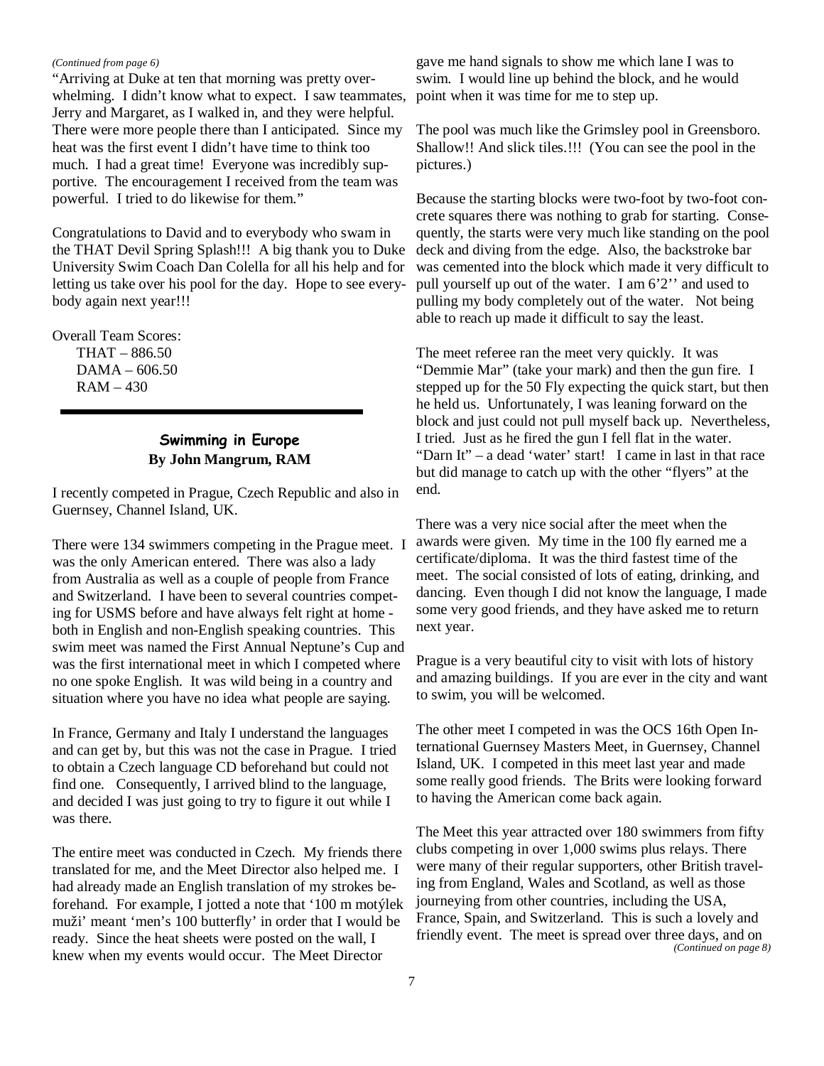*(Continued from page 6)*

"Arriving at Duke at ten that morning was pretty overwhelming. I didn't know what to expect. I saw teammates, Jerry and Margaret, as I walked in, and they were helpful. There were more people there than I anticipated. Since my heat was the first event I didn't have time to think too much. I had a great time! Everyone was incredibly supportive. The encouragement I received from the team was powerful. I tried to do likewise for them."

Congratulations to David and to everybody who swam in the THAT Devil Spring Splash!!! A big thank you to Duke University Swim Coach Dan Colella for all his help and for letting us take over his pool for the day. Hope to see everybody again next year!!!

Overall Team Scores:

- THAT – 886.50
- DAMA – 606.50
- RAM – 430

## Swimming in Europe

**By John Mangrum, RAM**

I recently competed in Prague, Czech Republic and also in Guernsey, Channel Island, UK.

There were 134 swimmers competing in the Prague meet. I was the only American entered. There was also a lady from Australia as well as a couple of people from France and Switzerland. I have been to several countries competing for USMS before and have always felt right at home - both in English and non-English speaking countries. This swim meet was named the First Annual Neptune's Cup and was the first international meet in which I competed where no one spoke English. It was wild being in a country and situation where you have no idea what people are saying.

In France, Germany and Italy I understand the languages and can get by, but this was not the case in Prague. I tried to obtain a Czech language CD beforehand but could not find one. Consequently, I arrived blind to the language, and decided I was just going to try to figure it out while I was there.

The entire meet was conducted in Czech. My friends there translated for me, and the Meet Director also helped me. I had already made an English translation of my strokes beforehand. For example, I jotted a note that '100 m motýlek muži' meant 'men's 100 butterfly' in order that I would be ready. Since the heat sheets were posted on the wall, I knew when my events would occur. The Meet Director gave me hand signals to show me which lane I was to swim. I would line up behind the block, and he would point when it was time for me to step up.

The pool was much like the Grimsley pool in Greensboro. Shallow!! And slick tiles.!!! (You can see the pool in the pictures.)

Because the starting blocks were two-foot by two-foot concrete squares there was nothing to grab for starting. Consequently, the starts were very much like standing on the pool deck and diving from the edge. Also, the backstroke bar was cemented into the block which made it very difficult to pull yourself up out of the water. I am 6'2'' and used to pulling my body completely out of the water. Not being able to reach up made it difficult to say the least.

The meet referee ran the meet very quickly. It was "Demmie Mar" (take your mark) and then the gun fire. I stepped up for the 50 Fly expecting the quick start, but then he held us. Unfortunately, I was leaning forward on the block and just could not pull myself back up. Nevertheless, I tried. Just as he fired the gun I fell flat in the water. "Darn It" – a dead 'water' start! I came in last in that race but did manage to catch up with the other "flyers" at the end.

There was a very nice social after the meet when the awards were given. My time in the 100 fly earned me a certificate/diploma. It was the third fastest time of the meet. The social consisted of lots of eating, drinking, and dancing. Even though I did not know the language, I made some very good friends, and they have asked me to return next year.

Prague is a very beautiful city to visit with lots of history and amazing buildings. If you are ever in the city and want to swim, you will be welcomed.

The other meet I competed in was the OCS 16th Open International Guernsey Masters Meet, in Guernsey, Channel Island, UK. I competed in this meet last year and made some really good friends. The Brits were looking forward to having the American come back again.

The Meet this year attracted over 180 swimmers from fifty clubs competing in over 1,000 swims plus relays. There were many of their regular supporters, other British traveling from England, Wales and Scotland, as well as those journeying from other countries, including the USA, France, Spain, and Switzerland. This is such a lovely and friendly event. The meet is spread over three days, and on

*(Continued on page 8)*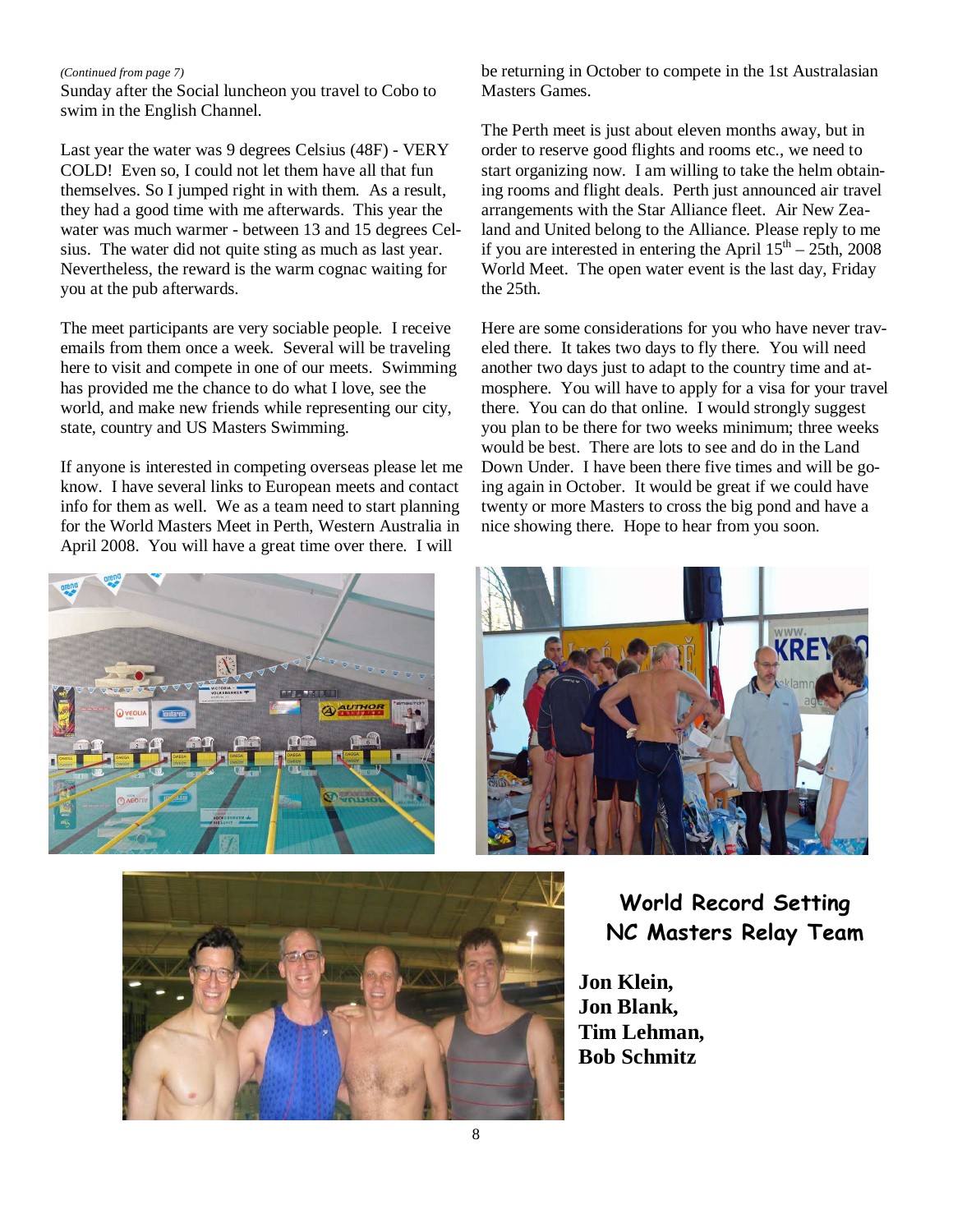*(Continued from page 7)*

Sunday after the Social luncheon you travel to Cobo to swim in the English Channel.

Last year the water was 9 degrees Celsius (48F) - VERY COLD! Even so, I could not let them have all that fun themselves. So I jumped right in with them. As a result, they had a good time with me afterwards. This year the water was much warmer - between 13 and 15 degrees Celsius. The water did not quite sting as much as last year. Nevertheless, the reward is the warm cognac waiting for you at the pub afterwards.

The meet participants are very sociable people. I receive emails from them once a week. Several will be traveling here to visit and compete in one of our meets. Swimming has provided me the chance to do what I love, see the world, and make new friends while representing our city, state, country and US Masters Swimming.

If anyone is interested in competing overseas please let me know. I have several links to European meets and contact info for them as well. We as a team need to start planning for the World Masters Meet in Perth, Western Australia in April 2008. You will have a great time over there. I will be returning in October to compete in the 1st Australasian Masters Games.

The Perth meet is just about eleven months away, but in order to reserve good flights and rooms etc., we need to start organizing now. I am willing to take the helm obtaining rooms and flight deals. Perth just announced air travel arrangements with the Star Alliance fleet. Air New Zealand and United belong to the Alliance. Please reply to me if you are interested in entering the April 15th – 25th, 2008 World Meet. The open water event is the last day, Friday the 25th.

Here are some considerations for you who have never traveled there. It takes two days to fly there. You will need another two days just to adapt to the country time and atmosphere. You will have to apply for a visa for your travel there. You can do that online. I would strongly suggest you plan to be there for two weeks minimum; three weeks would be best. There are lots to see and do in the Land Down Under. I have been there five times and will be going again in October. It would be great if we could have twenty or more Masters to cross the big pond and have a nice showing there. Hope to hear from you soon.

## World Record Setting NC Masters Relay Team

**Jon Klein,**
**Jon Blank,**
**Tim Lehman,**
**Bob Schmitz**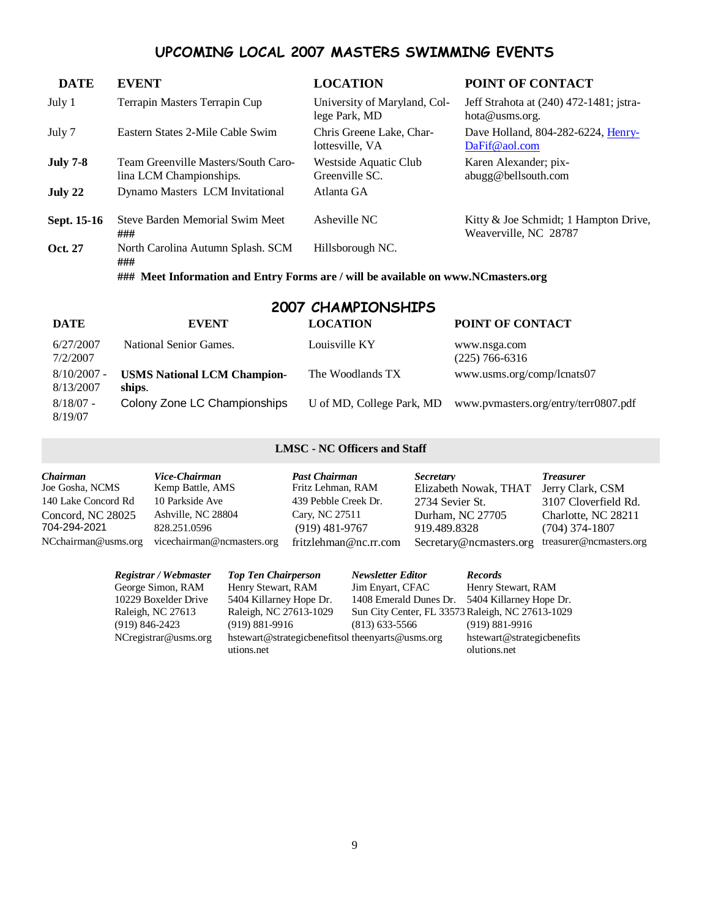## UPCOMING LOCAL 2007 MASTERS SWIMMING EVENTS

| DATE | EVENT | LOCATION | POINT OF CONTACT |
|---|---|---|---|
| July 1 | Terrapin Masters Terrapin Cup | University of Maryland, College Park, MD | Jeff Strahota at (240) 472-1481; jstrahota@usms.org. |
| July 7 | Eastern States 2-Mile Cable Swim | Chris Greene Lake, Charlottesville, VA | Dave Holland, 804-282-6224, HenryDaFif@aol.com |
| **July 7-8** | Team Greenville Masters/South Carolina LCM Championships. | Westside Aquatic Club Greenville SC. | Karen Alexander; pixabugg@bellsouth.com |
| **July 22** | Dynamo Masters LCM Invitational | Atlanta GA | |
| **Sept. 15-16** | Steve Barden Memorial Swim Meet ### | Asheville NC | Kitty & Joe Schmidt; 1 Hampton Drive, Weaverville, NC 28787 |
| **Oct. 27** | North Carolina Autumn Splash. SCM ### | Hillsborough NC. | |

**### Meet Information and Entry Forms are / will be available on www.NCmasters.org**

## 2007 CHAMPIONSHIPS

| DATE | EVENT | LOCATION | POINT OF CONTACT |
|---|---|---|---|
| 6/27/2007 7/2/2007 | National Senior Games. | Louisville KY | www.nsga.com (225) 766-6316 |
| 8/10/2007 - 8/13/2007 | **USMS National LCM Championships**. | The Woodlands TX | www.usms.org/comp/lcnats07 |
| 8/18/07 - 8/19/07 | Colony Zone LC Championships | U of MD, College Park, MD | www.pvmasters.org/entry/terr0807.pdf |

### LMSC - NC Officers and Staff

| *Chairman* | *Vice-Chairman* | *Past Chairman* | *Secretary* | *Treasurer* |
|---|---|---|---|---|
| Joe Gosha, NCMS | Kemp Battle, AMS | Fritz Lehman, RAM | Elizabeth Nowak, THAT | Jerry Clark, CSM |
| 140 Lake Concord Rd | 10 Parkside Ave | 439 Pebble Creek Dr. | 2734 Sevier St. | 3107 Cloverfield Rd. |
| Concord, NC 28025 | Ashville, NC 28804 | Cary, NC 27511 | Durham, NC 27705 | Charlotte, NC 28211 |
| 704-294-2021 | 828.251.0596 | (919) 481-9767 | 919.489.8328 | (704) 374-1807 |
| NCchairman@usms.org | vicechairman@ncmasters.org | fritzlehman@nc.rr.com | Secretary@ncmasters.org | treasurer@ncmasters.org |

| *Registrar / Webmaster* | *Top Ten Chairperson* | *Newsletter Editor* | *Records* |
|---|---|---|---|
| George Simon, RAM | Henry Stewart, RAM | Jim Enyart, CFAC | Henry Stewart, RAM |
| 10229 Boxelder Drive | 5404 Killarney Hope Dr. | 1408 Emerald Dunes Dr. | 5404 Killarney Hope Dr. |
| Raleigh, NC 27613 | Raleigh, NC 27613-1029 | Sun City Center, FL 33573 | Raleigh, NC 27613-1029 |
| (919) 846-2423 | (919) 881-9916 | (813) 633-5566 | (919) 881-9916 |
| NCregistrar@usms.org | hstewart@strategicbenefitsolutions.net | theenyarts@usms.org | hstewart@strategicbenefitsolutions.net |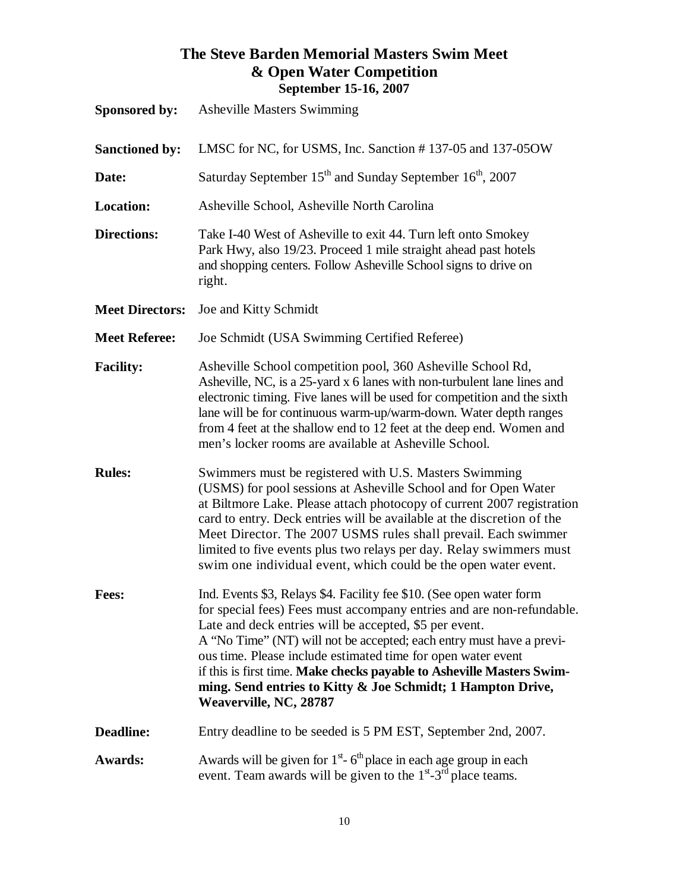# The Steve Barden Memorial Masters Swim Meet & Open Water Competition

## September 15-16, 2007

**Sponsored by:** Asheville Masters Swimming

**Sanctioned by:** LMSC for NC, for USMS, Inc. Sanction # 137-05 and 137-05OW

**Date:** Saturday September 15th and Sunday September 16th, 2007

**Location:** Asheville School, Asheville North Carolina

**Directions:** Take I-40 West of Asheville to exit 44. Turn left onto Smokey Park Hwy, also 19/23. Proceed 1 mile straight ahead past hotels and shopping centers. Follow Asheville School signs to drive on right.

**Meet Directors:** Joe and Kitty Schmidt

**Meet Referee:** Joe Schmidt (USA Swimming Certified Referee)

**Facility:** Asheville School competition pool, 360 Asheville School Rd, Asheville, NC, is a 25-yard x 6 lanes with non-turbulent lane lines and electronic timing. Five lanes will be used for competition and the sixth lane will be for continuous warm-up/warm-down. Water depth ranges from 4 feet at the shallow end to 12 feet at the deep end. Women and men's locker rooms are available at Asheville School.

**Rules:** Swimmers must be registered with U.S. Masters Swimming (USMS) for pool sessions at Asheville School and for Open Water at Biltmore Lake. Please attach photocopy of current 2007 registration card to entry. Deck entries will be available at the discretion of the Meet Director. The 2007 USMS rules shall prevail. Each swimmer limited to five events plus two relays per day. Relay swimmers must swim one individual event, which could be the open water event.

**Fees:** Ind. Events $3, Relays $4. Facility fee $10. (See open water form for special fees) Fees must accompany entries and are non-refundable. Late and deck entries will be accepted, $5 per event. A "No Time" (NT) will not be accepted; each entry must have a previous time. Please include estimated time for open water event if this is first time. **Make checks payable to Asheville Masters Swimming. Send entries to Kitty & Joe Schmidt; 1 Hampton Drive, Weaverville, NC, 28787**

**Deadline:** Entry deadline to be seeded is 5 PM EST, September 2nd, 2007.

**Awards:** Awards will be given for 1st- 6th place in each age group in each event. Team awards will be given to the 1st-3rd place teams.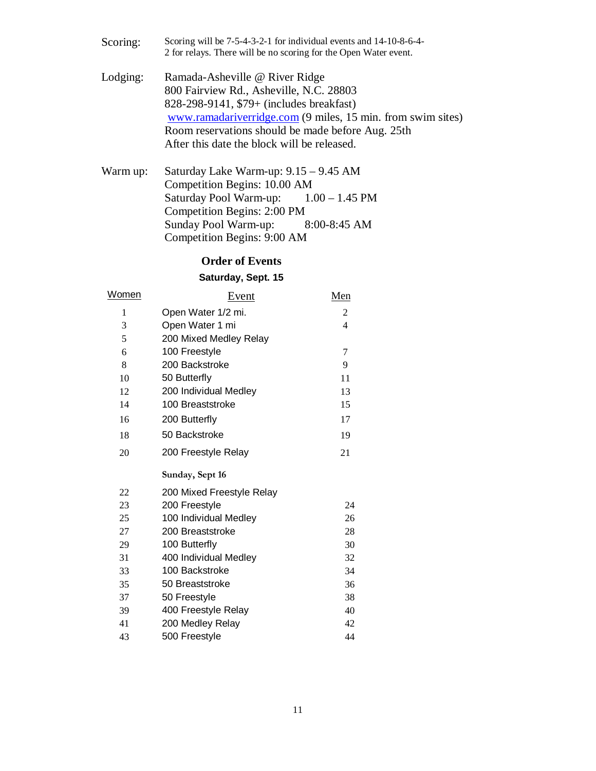**Scoring:** Scoring will be 7-5-4-3-2-1 for individual events and 14-10-8-6-4-2 for relays. There will be no scoring for the Open Water event.

**Lodging:** Ramada-Asheville @ River Ridge
800 Fairview Rd., Asheville, N.C. 28803
828-298-9141, $79+ (includes breakfast)
www.ramadariverridge.com (9 miles, 15 min. from swim sites)
Room reservations should be made before Aug. 25th
After this date the block will be released.

**Warm up:** Saturday Lake Warm-up: 9.15 – 9.45 AM
Competition Begins: 10.00 AM
Saturday Pool Warm-up: 1.00 – 1.45 PM
Competition Begins: 2:00 PM
Sunday Pool Warm-up: 8:00-8:45 AM
Competition Begins: 9:00 AM

## Order of Events

### Saturday, Sept. 15

| Women | Event | Men |
|---|---|---|
| 1 | Open Water 1/2 mi. | 2 |
| 3 | Open Water 1 mi | 4 |
| 5 | 200 Mixed Medley Relay | |
| 6 | 100 Freestyle | 7 |
| 8 | 200 Backstroke | 9 |
| 10 | 50 Butterfly | 11 |
| 12 | 200 Individual Medley | 13 |
| 14 | 100 Breaststroke | 15 |
| 16 | 200 Butterfly | 17 |
| 18 | 50 Backstroke | 19 |
| 20 | 200 Freestyle Relay | 21 |
| | **Sunday, Sept 16** | |
| 22 | 200 Mixed Freestyle Relay | |
| 23 | 200 Freestyle | 24 |
| 25 | 100 Individual Medley | 26 |
| 27 | 200 Breaststroke | 28 |
| 29 | 100 Butterfly | 30 |
| 31 | 400 Individual Medley | 32 |
| 33 | 100 Backstroke | 34 |
| 35 | 50 Breaststroke | 36 |
| 37 | 50 Freestyle | 38 |
| 39 | 400 Freestyle Relay | 40 |
| 41 | 200 Medley Relay | 42 |
| 43 | 500 Freestyle | 44 |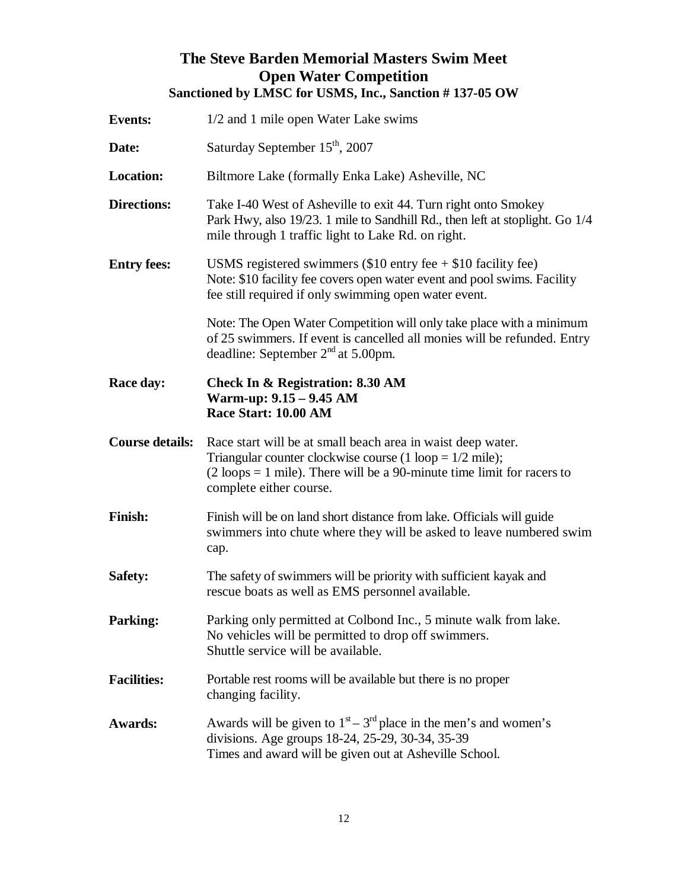# The Steve Barden Memorial Masters Swim Meet
## Open Water Competition
### Sanctioned by LMSC for USMS, Inc., Sanction # 137-05 OW

**Events:** 1/2 and 1 mile open Water Lake swims

**Date:** Saturday September 15th, 2007

**Location:** Biltmore Lake (formally Enka Lake) Asheville, NC

**Directions:** Take I-40 West of Asheville to exit 44. Turn right onto Smokey Park Hwy, also 19/23. 1 mile to Sandhill Rd., then left at stoplight. Go 1/4 mile through 1 traffic light to Lake Rd. on right.

**Entry fees:** USMS registered swimmers ($10 entry fee + $10 facility fee)
Note: $10 facility fee covers open water event and pool swims. Facility fee still required if only swimming open water event.

Note: The Open Water Competition will only take place with a minimum of 25 swimmers. If event is cancelled all monies will be refunded. Entry deadline: September 2nd at 5.00pm.

**Race day:** **Check In & Registration: 8.30 AM**
**Warm-up: 9.15 – 9.45 AM**
**Race Start: 10.00 AM**

**Course details:** Race start will be at small beach area in waist deep water. Triangular counter clockwise course (1 loop = 1/2 mile); (2 loops = 1 mile). There will be a 90-minute time limit for racers to complete either course.

**Finish:** Finish will be on land short distance from lake. Officials will guide swimmers into chute where they will be asked to leave numbered swim cap.

**Safety:** The safety of swimmers will be priority with sufficient kayak and rescue boats as well as EMS personnel available.

**Parking:** Parking only permitted at Colbond Inc., 5 minute walk from lake. No vehicles will be permitted to drop off swimmers. Shuttle service will be available.

**Facilities:** Portable rest rooms will be available but there is no proper changing facility.

**Awards:** Awards will be given to 1st – 3rd place in the men's and women's divisions. Age groups 18-24, 25-29, 30-34, 35-39
Times and award will be given out at Asheville School.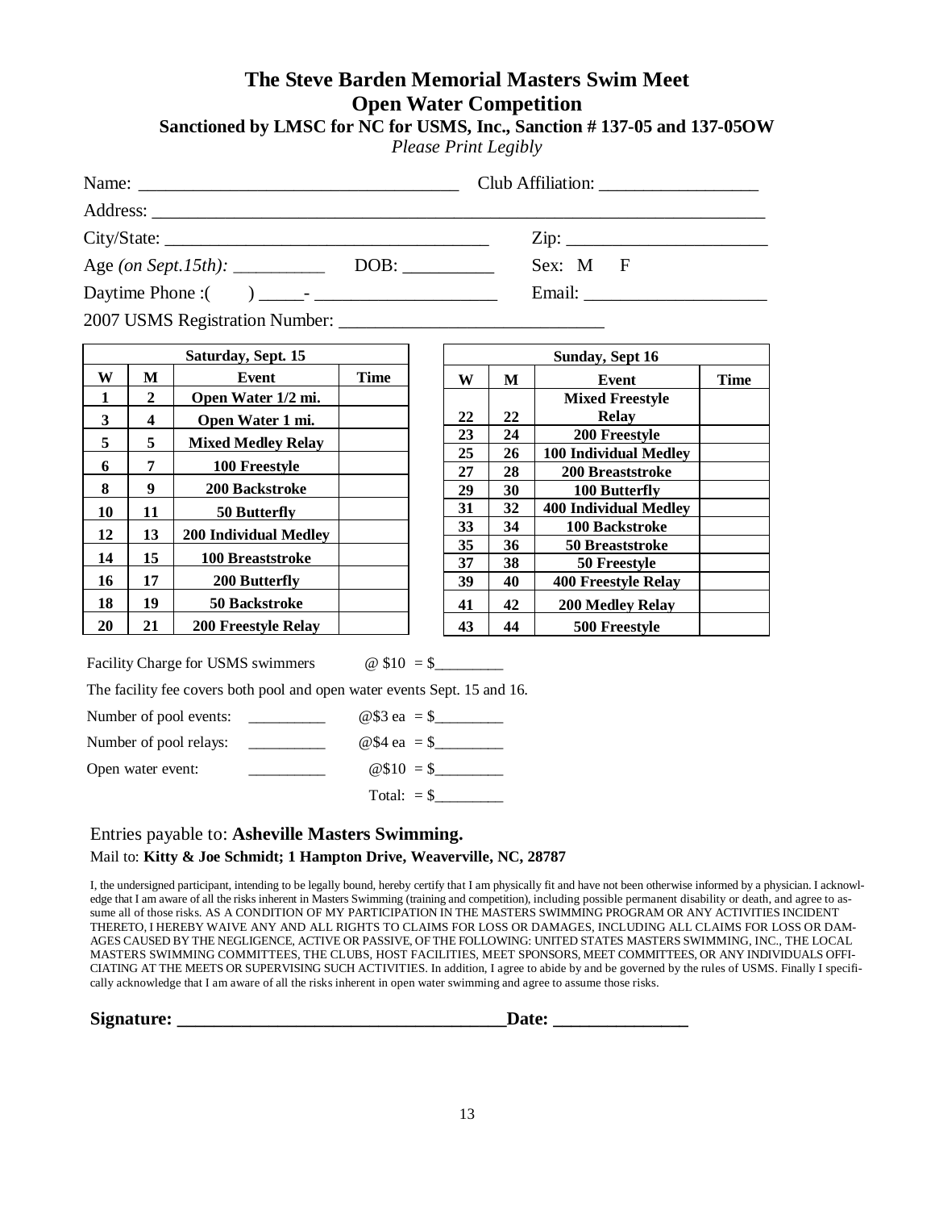# The Steve Barden Memorial Masters Swim Meet
# Open Water Competition
### Sanctioned by LMSC for NC for USMS, Inc., Sanction # 137-05 and 137-05OW

*Please Print Legibly*

Name: ___________________________________ Club Affiliation: _________________

Address: ______________________________________________________________________

City/State: ___________________________________ Zip: ______________________

Age *(on Sept.15th):* __________ DOB: __________ Sex: M F

Daytime Phone :( ) _____- ____________________ Email: ____________________

2007 USMS Registration Number: ____________________________

| Saturday, Sept. 15 | | | |
|---|---|---|---|
| **W** | **M** | **Event** | **Time** |
| 1 | 2 | Open Water 1/2 mi. | |
| 3 | 4 | Open Water 1 mi. | |
| 5 | 5 | Mixed Medley Relay | |
| 6 | 7 | 100 Freestyle | |
| 8 | 9 | 200 Backstroke | |
| 10 | 11 | 50 Butterfly | |
| 12 | 13 | 200 Individual Medley | |
| 14 | 15 | 100 Breaststroke | |
| 16 | 17 | 200 Butterfly | |
| 18 | 19 | 50 Backstroke | |
| 20 | 21 | 200 Freestyle Relay | |

| Sunday, Sept 16 | | | |
|---|---|---|---|
| **W** | **M** | **Event** | **Time** |
| 22 | 22 | Mixed Freestyle Relay | |
| 23 | 24 | 200 Freestyle | |
| 25 | 26 | 100 Individual Medley | |
| 27 | 28 | 200 Breaststroke | |
| 29 | 30 | 100 Butterfly | |
| 31 | 32 | 400 Individual Medley | |
| 33 | 34 | 100 Backstroke | |
| 35 | 36 | 50 Breaststroke | |
| 37 | 38 | 50 Freestyle | |
| 39 | 40 | 400 Freestyle Relay | |
| 41 | 42 | 200 Medley Relay | |
| 43 | 44 | 500 Freestyle | |

Facility Charge for USMS swimmers @ $10 = $________

The facility fee covers both pool and open water events Sept. 15 and 16.

Number of pool events: __________ @$3 ea = $________

Number of pool relays: __________ @$4 ea = $________

Open water event: __________ @$10 = $________

Total: = $________

Entries payable to: **Asheville Masters Swimming.**

Mail to: **Kitty & Joe Schmidt; 1 Hampton Drive, Weaverville, NC, 28787**

I, the undersigned participant, intending to be legally bound, hereby certify that I am physically fit and have not been otherwise informed by a physician. I acknowledge that I am aware of all the risks inherent in Masters Swimming (training and competition), including possible permanent disability or death, and agree to assume all of those risks. AS A CONDITION OF MY PARTICIPATION IN THE MASTERS SWIMMING PROGRAM OR ANY ACTIVITIES INCIDENT THERETO, I HEREBY WAIVE ANY AND ALL RIGHTS TO CLAIMS FOR LOSS OR DAMAGES, INCLUDING ALL CLAIMS FOR LOSS OR DAMAGES CAUSED BY THE NEGLIGENCE, ACTIVE OR PASSIVE, OF THE FOLLOWING: UNITED STATES MASTERS SWIMMING, INC., THE LOCAL MASTERS SWIMMING COMMITTEES, THE CLUBS, HOST FACILITIES, MEET SPONSORS, MEET COMMITTEES, OR ANY INDIVIDUALS OFFICIATING AT THE MEETS OR SUPERVISING SUCH ACTIVITIES. In addition, I agree to abide by and be governed by the rules of USMS. Finally I specifically acknowledge that I am aware of all the risks inherent in open water swimming and agree to assume those risks.

**Signature: ____________________________________Date: _______________**